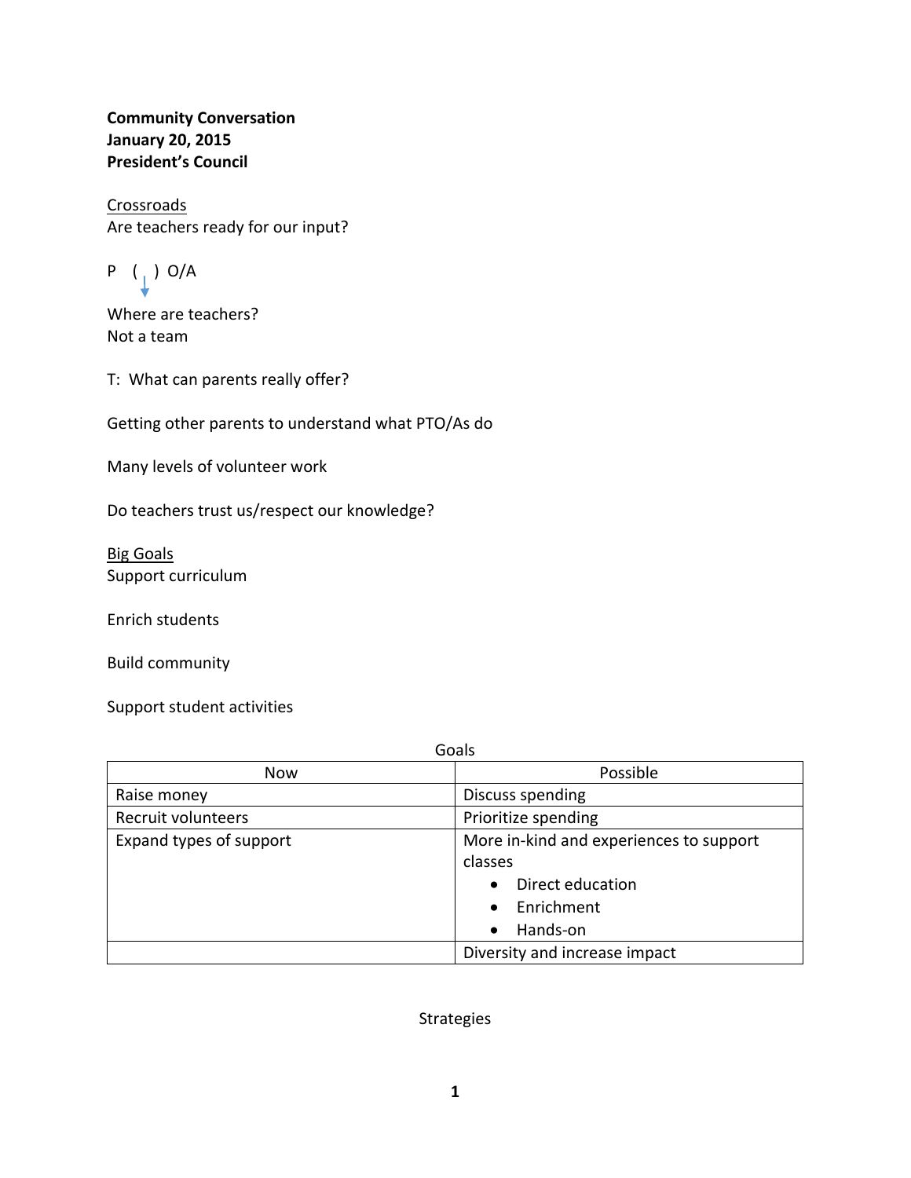**Community Conversation**
**January 20, 2015**
**President's Council**

<u>Crossroads</u>
Are teachers ready for our input?

P ( ↓ ) O/A

Where are teachers?
Not a team

T: What can parents really offer?

Getting other parents to understand what PTO/As do

Many levels of volunteer work

Do teachers trust us/respect our knowledge?

<u>Big Goals</u>
Support curriculum

Enrich students

Build community

Support student activities

Goals

| Now | Possible |
|---|---|
| Raise money | Discuss spending |
| Recruit volunteers | Prioritize spending |
| Expand types of support | More in-kind and experiences to support classes<br>• Direct education<br>• Enrichment<br>• Hands-on |
| | Diversity and increase impact |

Strategies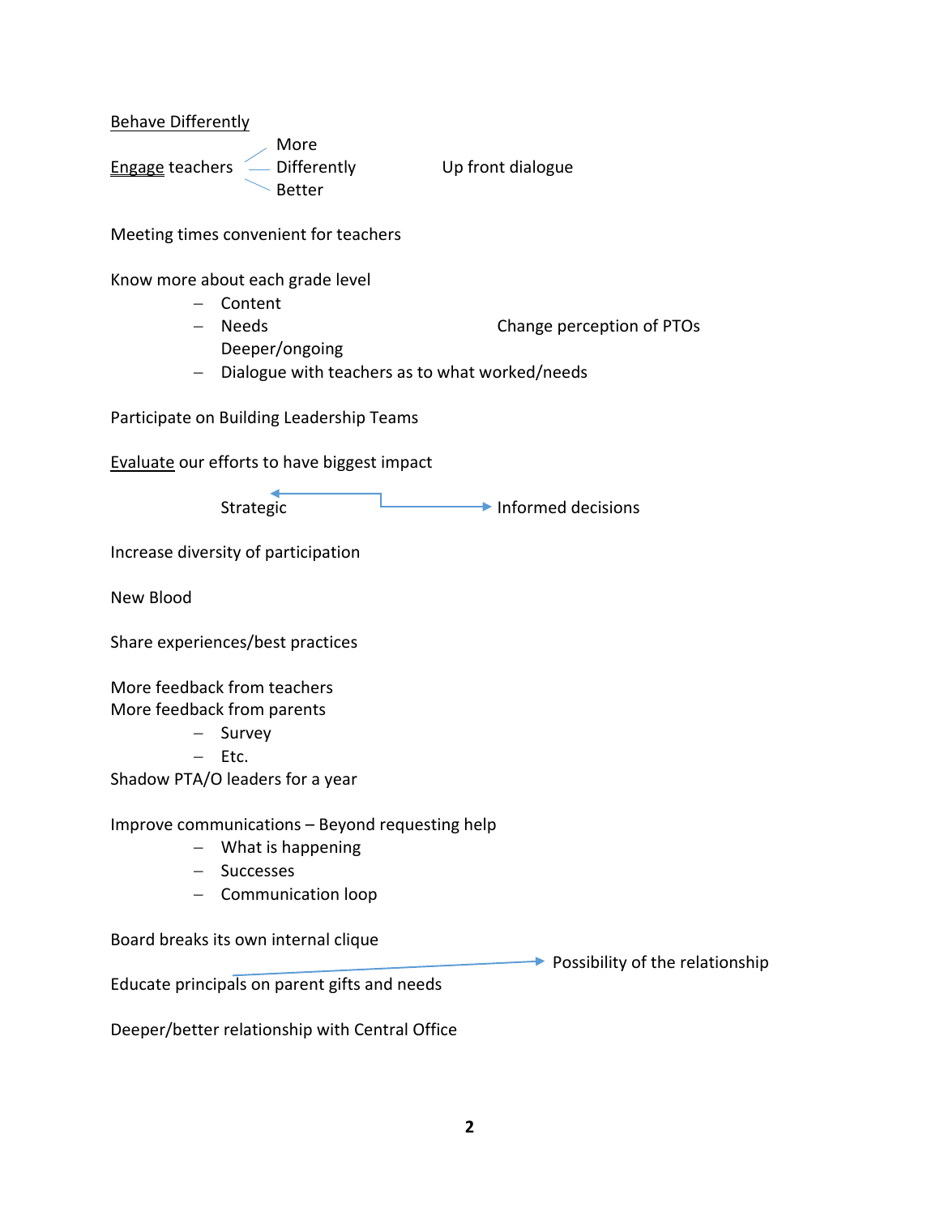<u>Behave Differently</u>

<u>Engage</u> teachers — More / Differently / Better

Up front dialogue

Meeting times convenient for teachers

Know more about each grade level

- Content
- Needs
  Deeper/ongoing
- Dialogue with teachers as to what worked/needs

Change perception of PTOs

Participate on Building Leadership Teams

<u>Evaluate</u> our efforts to have biggest impact

Strategic ↔ Informed decisions

Increase diversity of participation

New Blood

Share experiences/best practices

More feedback from teachers
More feedback from parents

- Survey
- Etc.

Shadow PTA/O leaders for a year

Improve communications – Beyond requesting help

- What is happening
- Successes
- Communication loop

Board breaks its own internal clique

Educate principals on parent gifts and needs → Possibility of the relationship

Deeper/better relationship with Central Office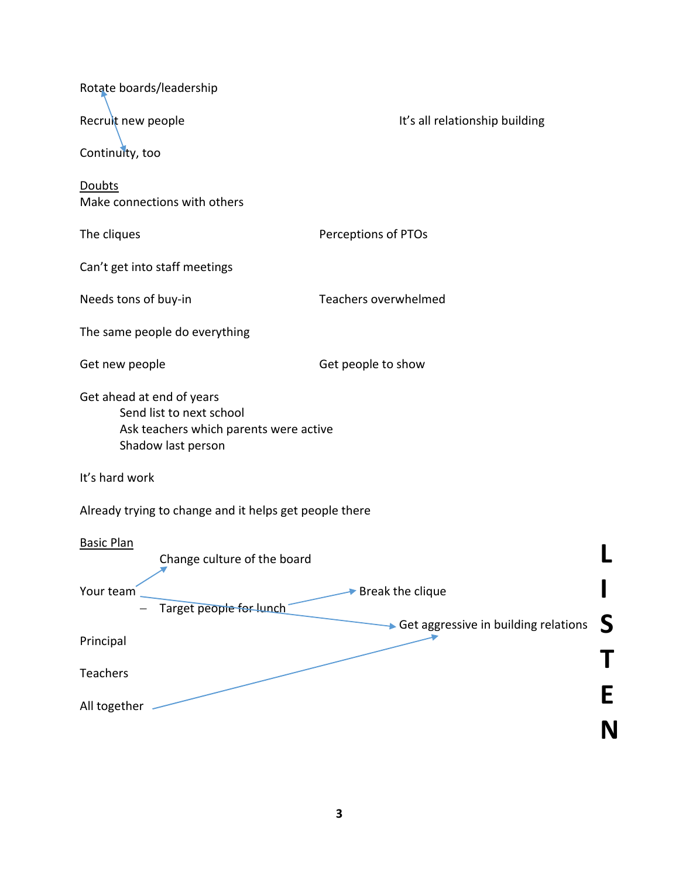Rotate boards/leadership

Recruit new people

Continuity, too

It's all relationship building

<u>Doubts</u>

Make connections with others

The cliques

Perceptions of PTOs

Can't get into staff meetings

Needs tons of buy-in

Teachers overwhelmed

The same people do everything

Get new people

Get people to show

Get ahead at end of years

- Send list to next school
- Ask teachers which parents were active
- Shadow last person

It's hard work

Already trying to change and it helps get people there

<u>Basic Plan</u>

Change culture of the board

Your team

- Target people for lunch

Break the clique

Get aggressive in building relations

Principal

Teachers

All together

**L I S T E N**